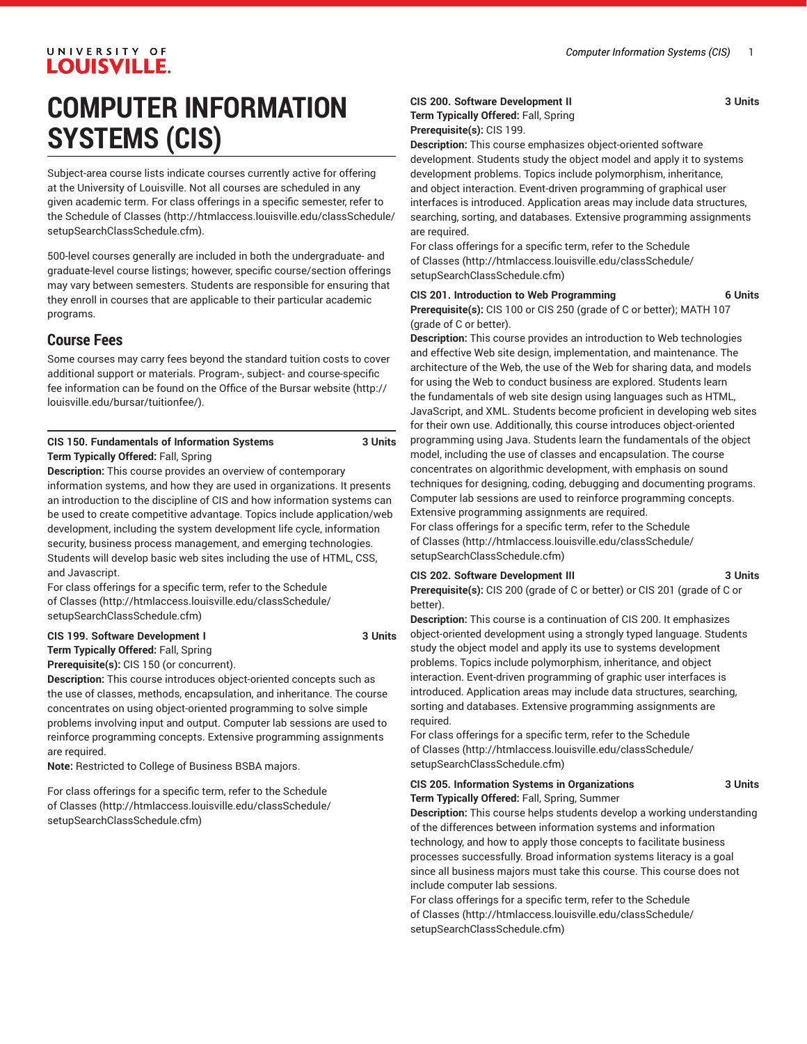# COMPUTER INFORMATION SYSTEMS (CIS)

Subject-area course lists indicate courses currently active for offering at the University of Louisville. Not all courses are scheduled in any given academic term. For class offerings in a specific semester, refer to the Schedule of Classes (http://htmlaccess.louisville.edu/classSchedule/setupSearchClassSchedule.cfm).

500-level courses generally are included in both the undergraduate- and graduate-level course listings; however, specific course/section offerings may vary between semesters. Students are responsible for ensuring that they enroll in courses that are applicable to their particular academic programs.

## Course Fees

Some courses may carry fees beyond the standard tuition costs to cover additional support or materials. Program-, subject- and course-specific fee information can be found on the Office of the Bursar website (http://louisville.edu/bursar/tuitionfee/).

**CIS 150. Fundamentals of Information Systems** **3 Units**
**Term Typically Offered:** Fall, Spring
**Description:** This course provides an overview of contemporary information systems, and how they are used in organizations. It presents an introduction to the discipline of CIS and how information systems can be used to create competitive advantage. Topics include application/web development, including the system development life cycle, information security, business process management, and emerging technologies. Students will develop basic web sites including the use of HTML, CSS, and Javascript.
For class offerings for a specific term, refer to the Schedule of Classes (http://htmlaccess.louisville.edu/classSchedule/setupSearchClassSchedule.cfm)

**CIS 199. Software Development I** **3 Units**
**Term Typically Offered:** Fall, Spring
**Prerequisite(s):** CIS 150 (or concurrent).
**Description:** This course introduces object-oriented concepts such as the use of classes, methods, encapsulation, and inheritance. The course concentrates on using object-oriented programming to solve simple problems involving input and output. Computer lab sessions are used to reinforce programming concepts. Extensive programming assignments are required.
**Note:** Restricted to College of Business BSBA majors.

For class offerings for a specific term, refer to the Schedule of Classes (http://htmlaccess.louisville.edu/classSchedule/setupSearchClassSchedule.cfm)

**CIS 200. Software Development II** **3 Units**
**Term Typically Offered:** Fall, Spring
**Prerequisite(s):** CIS 199.
**Description:** This course emphasizes object-oriented software development. Students study the object model and apply it to systems development problems. Topics include polymorphism, inheritance, and object interaction. Event-driven programming of graphical user interfaces is introduced. Application areas may include data structures, searching, sorting, and databases. Extensive programming assignments are required.
For class offerings for a specific term, refer to the Schedule of Classes (http://htmlaccess.louisville.edu/classSchedule/setupSearchClassSchedule.cfm)

**CIS 201. Introduction to Web Programming** **6 Units**
**Prerequisite(s):** CIS 100 or CIS 250 (grade of C or better); MATH 107 (grade of C or better).
**Description:** This course provides an introduction to Web technologies and effective Web site design, implementation, and maintenance. The architecture of the Web, the use of the Web for sharing data, and models for using the Web to conduct business are explored. Students learn the fundamentals of web site design using languages such as HTML, JavaScript, and XML. Students become proficient in developing web sites for their own use. Additionally, this course introduces object-oriented programming using Java. Students learn the fundamentals of the object model, including the use of classes and encapsulation. The course concentrates on algorithmic development, with emphasis on sound techniques for designing, coding, debugging and documenting programs. Computer lab sessions are used to reinforce programming concepts. Extensive programming assignments are required.
For class offerings for a specific term, refer to the Schedule of Classes (http://htmlaccess.louisville.edu/classSchedule/setupSearchClassSchedule.cfm)

**CIS 202. Software Development III** **3 Units**
**Prerequisite(s):** CIS 200 (grade of C or better) or CIS 201 (grade of C or better).
**Description:** This course is a continuation of CIS 200. It emphasizes object-oriented development using a strongly typed language. Students study the object model and apply its use to systems development problems. Topics include polymorphism, inheritance, and object interaction. Event-driven programming of graphic user interfaces is introduced. Application areas may include data structures, searching, sorting and databases. Extensive programming assignments are required.
For class offerings for a specific term, refer to the Schedule of Classes (http://htmlaccess.louisville.edu/classSchedule/setupSearchClassSchedule.cfm)

**CIS 205. Information Systems in Organizations** **3 Units**
**Term Typically Offered:** Fall, Spring, Summer
**Description:** This course helps students develop a working understanding of the differences between information systems and information technology, and how to apply those concepts to facilitate business processes successfully. Broad information systems literacy is a goal since all business majors must take this course. This course does not include computer lab sessions.
For class offerings for a specific term, refer to the Schedule of Classes (http://htmlaccess.louisville.edu/classSchedule/setupSearchClassSchedule.cfm)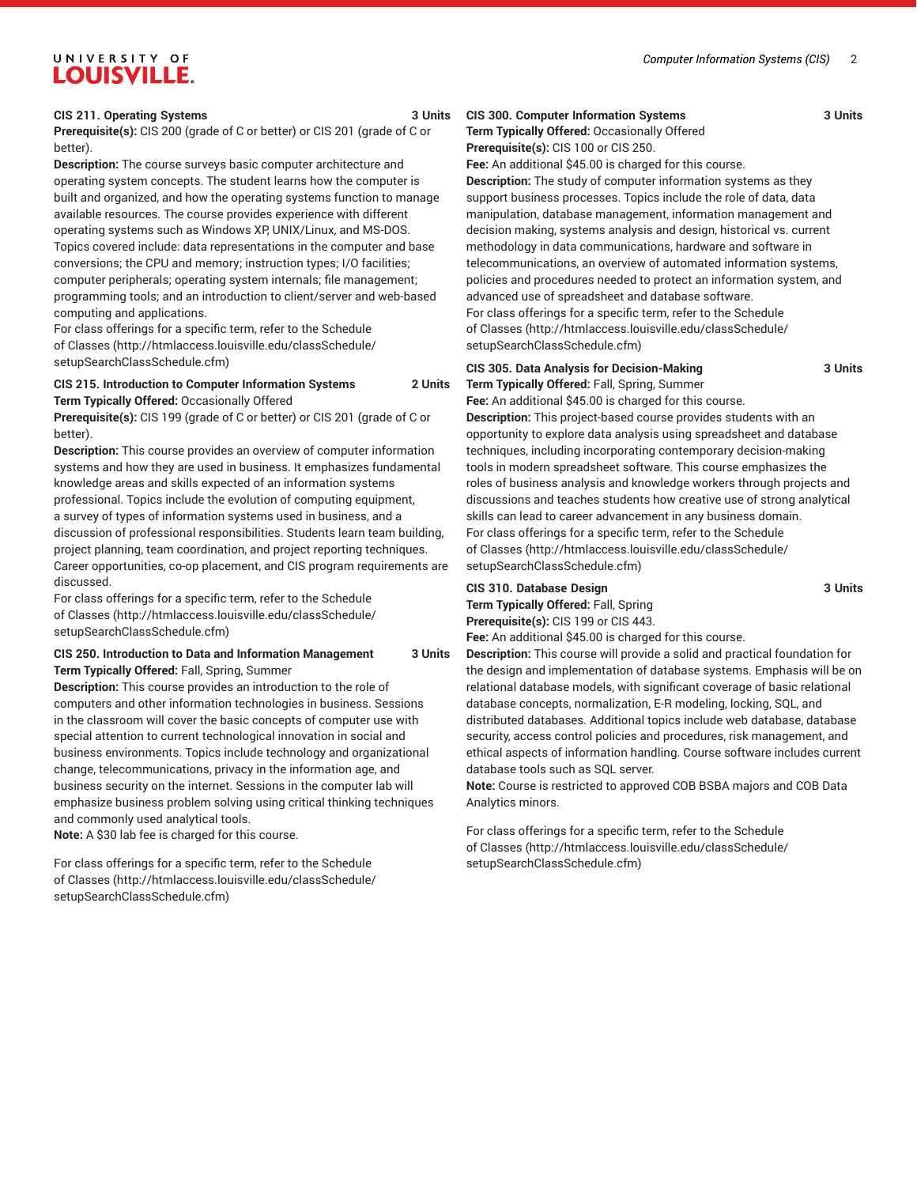**CIS 211. Operating Systems** **3 Units**

**Prerequisite(s):** CIS 200 (grade of C or better) or CIS 201 (grade of C or better).

**Description:** The course surveys basic computer architecture and operating system concepts. The student learns how the computer is built and organized, and how the operating systems function to manage available resources. The course provides experience with different operating systems such as Windows XP, UNIX/Linux, and MS-DOS. Topics covered include: data representations in the computer and base conversions; the CPU and memory; instruction types; I/O facilities; computer peripherals; operating system internals; file management; programming tools; and an introduction to client/server and web-based computing and applications.

For class offerings for a specific term, refer to the Schedule of Classes (http://htmlaccess.louisville.edu/classSchedule/setupSearchClassSchedule.cfm)

**CIS 215. Introduction to Computer Information Systems** **2 Units**

**Term Typically Offered:** Occasionally Offered

**Prerequisite(s):** CIS 199 (grade of C or better) or CIS 201 (grade of C or better).

**Description:** This course provides an overview of computer information systems and how they are used in business. It emphasizes fundamental knowledge areas and skills expected of an information systems professional. Topics include the evolution of computing equipment, a survey of types of information systems used in business, and a discussion of professional responsibilities. Students learn team building, project planning, team coordination, and project reporting techniques. Career opportunities, co-op placement, and CIS program requirements are discussed.

For class offerings for a specific term, refer to the Schedule of Classes (http://htmlaccess.louisville.edu/classSchedule/setupSearchClassSchedule.cfm)

**CIS 250. Introduction to Data and Information Management** **3 Units**

**Term Typically Offered:** Fall, Spring, Summer

**Description:** This course provides an introduction to the role of computers and other information technologies in business. Sessions in the classroom will cover the basic concepts of computer use with special attention to current technological innovation in social and business environments. Topics include technology and organizational change, telecommunications, privacy in the information age, and business security on the internet. Sessions in the computer lab will emphasize business problem solving using critical thinking techniques and commonly used analytical tools.

**Note:** A $30 lab fee is charged for this course.

For class offerings for a specific term, refer to the Schedule of Classes (http://htmlaccess.louisville.edu/classSchedule/setupSearchClassSchedule.cfm)

**CIS 300. Computer Information Systems** **3 Units**

**Term Typically Offered:** Occasionally Offered

**Prerequisite(s):** CIS 100 or CIS 250.

**Fee:** An additional $45.00 is charged for this course.

**Description:** The study of computer information systems as they support business processes. Topics include the role of data, data manipulation, database management, information management and decision making, systems analysis and design, historical vs. current methodology in data communications, hardware and software in telecommunications, an overview of automated information systems, policies and procedures needed to protect an information system, and advanced use of spreadsheet and database software.

For class offerings for a specific term, refer to the Schedule of Classes (http://htmlaccess.louisville.edu/classSchedule/setupSearchClassSchedule.cfm)

**CIS 305. Data Analysis for Decision-Making** **3 Units**

**Term Typically Offered:** Fall, Spring, Summer

**Fee:** An additional $45.00 is charged for this course.

**Description:** This project-based course provides students with an opportunity to explore data analysis using spreadsheet and database techniques, including incorporating contemporary decision-making tools in modern spreadsheet software. This course emphasizes the roles of business analysis and knowledge workers through projects and discussions and teaches students how creative use of strong analytical skills can lead to career advancement in any business domain.

For class offerings for a specific term, refer to the Schedule of Classes (http://htmlaccess.louisville.edu/classSchedule/setupSearchClassSchedule.cfm)

**CIS 310. Database Design** **3 Units**

**Term Typically Offered:** Fall, Spring

**Prerequisite(s):** CIS 199 or CIS 443.

**Fee:** An additional $45.00 is charged for this course.

**Description:** This course will provide a solid and practical foundation for the design and implementation of database systems. Emphasis will be on relational database models, with significant coverage of basic relational database concepts, normalization, E-R modeling, locking, SQL, and distributed databases. Additional topics include web database, database security, access control policies and procedures, risk management, and ethical aspects of information handling. Course software includes current database tools such as SQL server.

**Note:** Course is restricted to approved COB BSBA majors and COB Data Analytics minors.

For class offerings for a specific term, refer to the Schedule of Classes (http://htmlaccess.louisville.edu/classSchedule/setupSearchClassSchedule.cfm)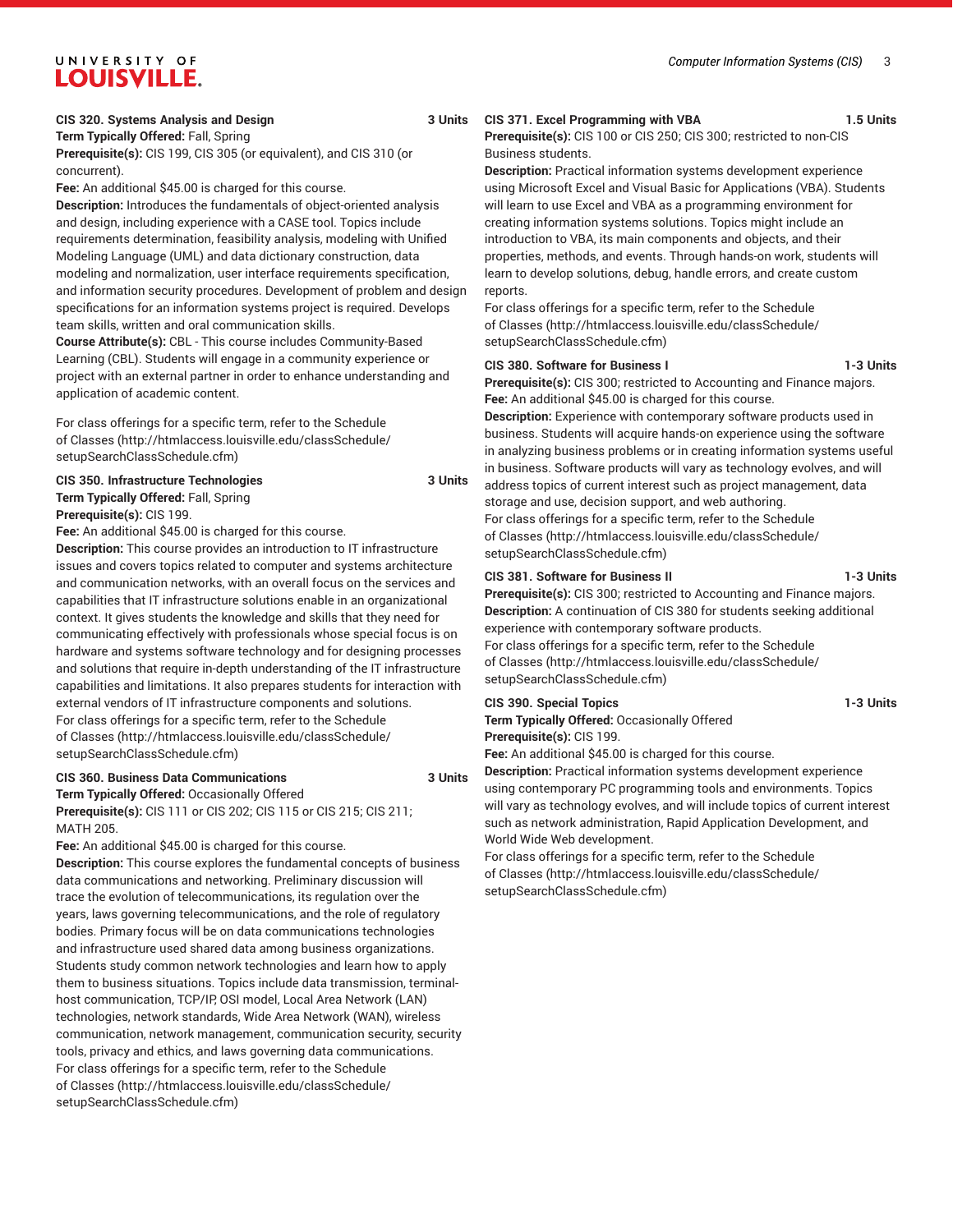**CIS 320. Systems Analysis and Design 3 Units**

**Term Typically Offered:** Fall, Spring

**Prerequisite(s):** CIS 199, CIS 305 (or equivalent), and CIS 310 (or concurrent).

**Fee:** An additional $45.00 is charged for this course.

**Description:** Introduces the fundamentals of object-oriented analysis and design, including experience with a CASE tool. Topics include requirements determination, feasibility analysis, modeling with Unified Modeling Language (UML) and data dictionary construction, data modeling and normalization, user interface requirements specification, and information security procedures. Development of problem and design specifications for an information systems project is required. Develops team skills, written and oral communication skills.

**Course Attribute(s):** CBL - This course includes Community-Based Learning (CBL). Students will engage in a community experience or project with an external partner in order to enhance understanding and application of academic content.

For class offerings for a specific term, refer to the Schedule of Classes (http://htmlaccess.louisville.edu/classSchedule/setupSearchClassSchedule.cfm)

**CIS 350. Infrastructure Technologies 3 Units**

**Term Typically Offered:** Fall, Spring

**Prerequisite(s):** CIS 199.

**Fee:** An additional $45.00 is charged for this course.

**Description:** This course provides an introduction to IT infrastructure issues and covers topics related to computer and systems architecture and communication networks, with an overall focus on the services and capabilities that IT infrastructure solutions enable in an organizational context. It gives students the knowledge and skills that they need for communicating effectively with professionals whose special focus is on hardware and systems software technology and for designing processes and solutions that require in-depth understanding of the IT infrastructure capabilities and limitations. It also prepares students for interaction with external vendors of IT infrastructure components and solutions.

For class offerings for a specific term, refer to the Schedule of Classes (http://htmlaccess.louisville.edu/classSchedule/setupSearchClassSchedule.cfm)

**CIS 360. Business Data Communications 3 Units**

**Term Typically Offered:** Occasionally Offered

**Prerequisite(s):** CIS 111 or CIS 202; CIS 115 or CIS 215; CIS 211; MATH 205.

**Fee:** An additional $45.00 is charged for this course.

**Description:** This course explores the fundamental concepts of business data communications and networking. Preliminary discussion will trace the evolution of telecommunications, its regulation over the years, laws governing telecommunications, and the role of regulatory bodies. Primary focus will be on data communications technologies and infrastructure used shared data among business organizations. Students study common network technologies and learn how to apply them to business situations. Topics include data transmission, terminal-host communication, TCP/IP, OSI model, Local Area Network (LAN) technologies, network standards, Wide Area Network (WAN), wireless communication, network management, communication security, security tools, privacy and ethics, and laws governing data communications.

For class offerings for a specific term, refer to the Schedule of Classes (http://htmlaccess.louisville.edu/classSchedule/setupSearchClassSchedule.cfm)

**CIS 371. Excel Programming with VBA 1.5 Units**

**Prerequisite(s):** CIS 100 or CIS 250; CIS 300; restricted to non-CIS Business students.

**Description:** Practical information systems development experience using Microsoft Excel and Visual Basic for Applications (VBA). Students will learn to use Excel and VBA as a programming environment for creating information systems solutions. Topics might include an introduction to VBA, its main components and objects, and their properties, methods, and events. Through hands-on work, students will learn to develop solutions, debug, handle errors, and create custom reports.

For class offerings for a specific term, refer to the Schedule of Classes (http://htmlaccess.louisville.edu/classSchedule/setupSearchClassSchedule.cfm)

**CIS 380. Software for Business I 1-3 Units**

**Prerequisite(s):** CIS 300; restricted to Accounting and Finance majors.

**Fee:** An additional $45.00 is charged for this course.

**Description:** Experience with contemporary software products used in business. Students will acquire hands-on experience using the software in analyzing business problems or in creating information systems useful in business. Software products will vary as technology evolves, and will address topics of current interest such as project management, data storage and use, decision support, and web authoring.

For class offerings for a specific term, refer to the Schedule of Classes (http://htmlaccess.louisville.edu/classSchedule/setupSearchClassSchedule.cfm)

**CIS 381. Software for Business II 1-3 Units**

**Prerequisite(s):** CIS 300; restricted to Accounting and Finance majors.

**Description:** A continuation of CIS 380 for students seeking additional experience with contemporary software products.

For class offerings for a specific term, refer to the Schedule of Classes (http://htmlaccess.louisville.edu/classSchedule/setupSearchClassSchedule.cfm)

**CIS 390. Special Topics 1-3 Units**

**Term Typically Offered:** Occasionally Offered

**Prerequisite(s):** CIS 199.

**Fee:** An additional $45.00 is charged for this course.

**Description:** Practical information systems development experience using contemporary PC programming tools and environments. Topics will vary as technology evolves, and will include topics of current interest such as network administration, Rapid Application Development, and World Wide Web development.

For class offerings for a specific term, refer to the Schedule of Classes (http://htmlaccess.louisville.edu/classSchedule/setupSearchClassSchedule.cfm)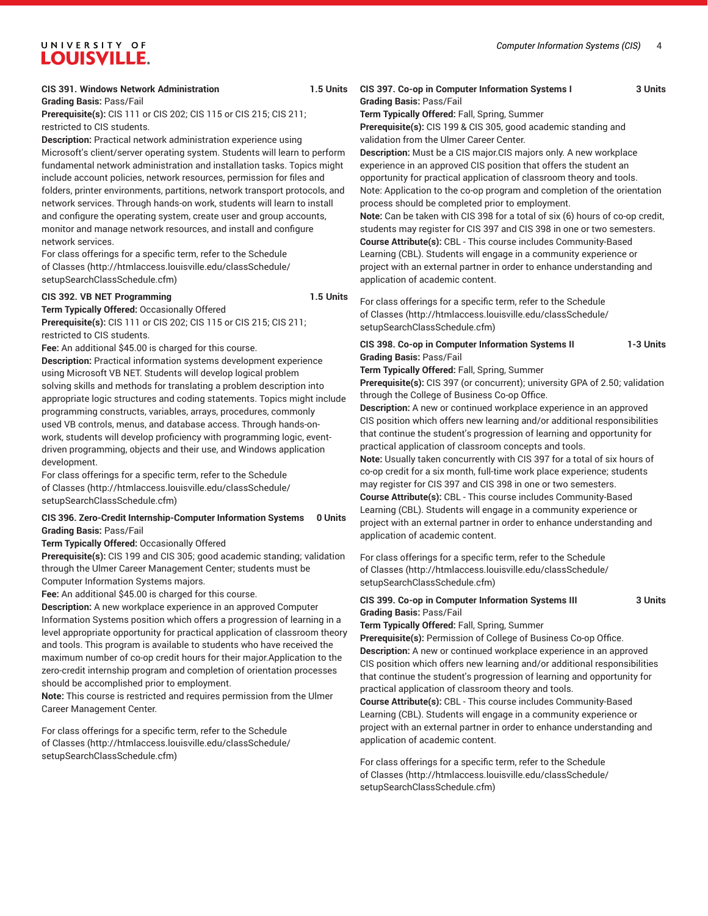**CIS 391. Windows Network Administration** **1.5 Units**

**Grading Basis:** Pass/Fail

**Prerequisite(s):** CIS 111 or CIS 202; CIS 115 or CIS 215; CIS 211; restricted to CIS students.

**Description:** Practical network administration experience using Microsoft's client/server operating system. Students will learn to perform fundamental network administration and installation tasks. Topics might include account policies, network resources, permission for files and folders, printer environments, partitions, network transport protocols, and network services. Through hands-on work, students will learn to install and configure the operating system, create user and group accounts, monitor and manage network resources, and install and configure network services.

For class offerings for a specific term, refer to the Schedule of Classes (http://htmlaccess.louisville.edu/classSchedule/setupSearchClassSchedule.cfm)

**CIS 392. VB NET Programming** **1.5 Units**

**Term Typically Offered:** Occasionally Offered

**Prerequisite(s):** CIS 111 or CIS 202; CIS 115 or CIS 215; CIS 211; restricted to CIS students.

**Fee:** An additional $45.00 is charged for this course.

**Description:** Practical information systems development experience using Microsoft VB NET. Students will develop logical problem solving skills and methods for translating a problem description into appropriate logic structures and coding statements. Topics might include programming constructs, variables, arrays, procedures, commonly used VB controls, menus, and database access. Through hands-on-work, students will develop proficiency with programming logic, event-driven programming, objects and their use, and Windows application development.

For class offerings for a specific term, refer to the Schedule of Classes (http://htmlaccess.louisville.edu/classSchedule/setupSearchClassSchedule.cfm)

**CIS 396. Zero-Credit Internship-Computer Information Systems** **0 Units**

**Grading Basis:** Pass/Fail

**Term Typically Offered:** Occasionally Offered

**Prerequisite(s):** CIS 199 and CIS 305; good academic standing; validation through the Ulmer Career Management Center; students must be Computer Information Systems majors.

**Fee:** An additional $45.00 is charged for this course.

**Description:** A new workplace experience in an approved Computer Information Systems position which offers a progression of learning in a level appropriate opportunity for practical application of classroom theory and tools. This program is available to students who have received the maximum number of co-op credit hours for their major.Application to the zero-credit internship program and completion of orientation processes should be accomplished prior to employment.

**Note:** This course is restricted and requires permission from the Ulmer Career Management Center.

For class offerings for a specific term, refer to the Schedule of Classes (http://htmlaccess.louisville.edu/classSchedule/setupSearchClassSchedule.cfm)

**CIS 397. Co-op in Computer Information Systems I** **3 Units**

**Grading Basis:** Pass/Fail

**Term Typically Offered:** Fall, Spring, Summer

**Prerequisite(s):** CIS 199 & CIS 305, good academic standing and validation from the Ulmer Career Center.

**Description:** Must be a CIS major.CIS majors only. A new workplace experience in an approved CIS position that offers the student an opportunity for practical application of classroom theory and tools. Note: Application to the co-op program and completion of the orientation process should be completed prior to employment.

**Note:** Can be taken with CIS 398 for a total of six (6) hours of co-op credit, students may register for CIS 397 and CIS 398 in one or two semesters.

**Course Attribute(s):** CBL - This course includes Community-Based Learning (CBL). Students will engage in a community experience or project with an external partner in order to enhance understanding and application of academic content.

For class offerings for a specific term, refer to the Schedule of Classes (http://htmlaccess.louisville.edu/classSchedule/setupSearchClassSchedule.cfm)

**CIS 398. Co-op in Computer Information Systems II** **1-3 Units**

**Grading Basis:** Pass/Fail

**Term Typically Offered:** Fall, Spring, Summer

**Prerequisite(s):** CIS 397 (or concurrent); university GPA of 2.50; validation through the College of Business Co-op Office.

**Description:** A new or continued workplace experience in an approved CIS position which offers new learning and/or additional responsibilities that continue the student's progression of learning and opportunity for practical application of classroom concepts and tools.

**Note:** Usually taken concurrently with CIS 397 for a total of six hours of co-op credit for a six month, full-time work place experience; students may register for CIS 397 and CIS 398 in one or two semesters.

**Course Attribute(s):** CBL - This course includes Community-Based Learning (CBL). Students will engage in a community experience or project with an external partner in order to enhance understanding and application of academic content.

For class offerings for a specific term, refer to the Schedule of Classes (http://htmlaccess.louisville.edu/classSchedule/setupSearchClassSchedule.cfm)

**CIS 399. Co-op in Computer Information Systems III** **3 Units**

**Grading Basis:** Pass/Fail

**Term Typically Offered:** Fall, Spring, Summer

**Prerequisite(s):** Permission of College of Business Co-op Office.

**Description:** A new or continued workplace experience in an approved CIS position which offers new learning and/or additional responsibilities that continue the student's progression of learning and opportunity for practical application of classroom theory and tools.

**Course Attribute(s):** CBL - This course includes Community-Based Learning (CBL). Students will engage in a community experience or project with an external partner in order to enhance understanding and application of academic content.

For class offerings for a specific term, refer to the Schedule of Classes (http://htmlaccess.louisville.edu/classSchedule/setupSearchClassSchedule.cfm)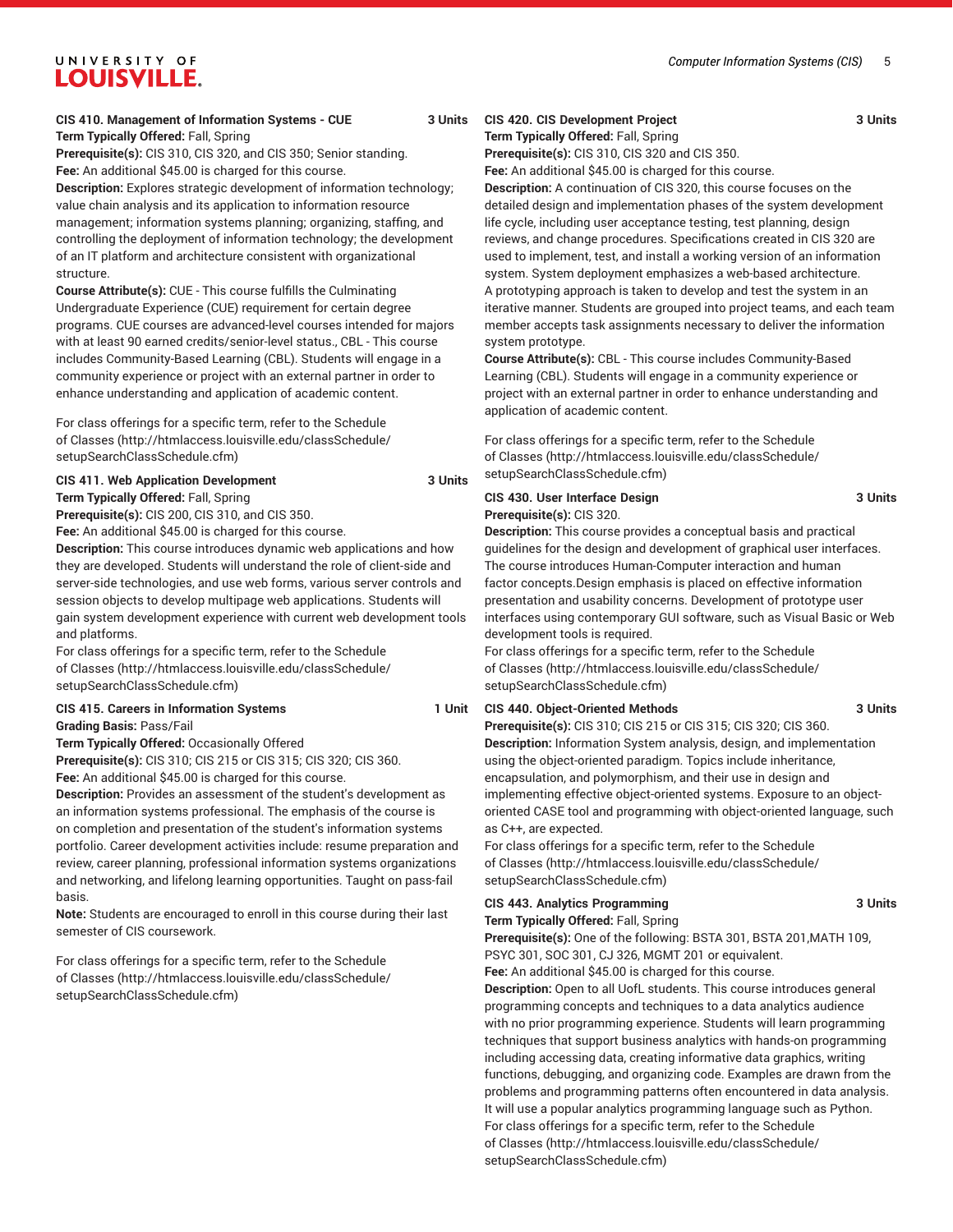**CIS 410. Management of Information Systems - CUE 3 Units**
**Term Typically Offered:** Fall, Spring
**Prerequisite(s):** CIS 310, CIS 320, and CIS 350; Senior standing.
**Fee:** An additional $45.00 is charged for this course.
**Description:** Explores strategic development of information technology; value chain analysis and its application to information resource management; information systems planning; organizing, staffing, and controlling the deployment of information technology; the development of an IT platform and architecture consistent with organizational structure.
**Course Attribute(s):** CUE - This course fulfills the Culminating Undergraduate Experience (CUE) requirement for certain degree programs. CUE courses are advanced-level courses intended for majors with at least 90 earned credits/senior-level status., CBL - This course includes Community-Based Learning (CBL). Students will engage in a community experience or project with an external partner in order to enhance understanding and application of academic content.

For class offerings for a specific term, refer to the Schedule of Classes (http://htmlaccess.louisville.edu/classSchedule/setupSearchClassSchedule.cfm)

**CIS 411. Web Application Development 3 Units**
**Term Typically Offered:** Fall, Spring
**Prerequisite(s):** CIS 200, CIS 310, and CIS 350.
**Fee:** An additional $45.00 is charged for this course.
**Description:** This course introduces dynamic web applications and how they are developed. Students will understand the role of client-side and server-side technologies, and use web forms, various server controls and session objects to develop multipage web applications. Students will gain system development experience with current web development tools and platforms.
For class offerings for a specific term, refer to the Schedule of Classes (http://htmlaccess.louisville.edu/classSchedule/setupSearchClassSchedule.cfm)

**CIS 415. Careers in Information Systems 1 Unit**
**Grading Basis:** Pass/Fail
**Term Typically Offered:** Occasionally Offered
**Prerequisite(s):** CIS 310; CIS 215 or CIS 315; CIS 320; CIS 360.
**Fee:** An additional $45.00 is charged for this course.
**Description:** Provides an assessment of the student's development as an information systems professional. The emphasis of the course is on completion and presentation of the student's information systems portfolio. Career development activities include: resume preparation and review, career planning, professional information systems organizations and networking, and lifelong learning opportunities. Taught on pass-fail basis.
**Note:** Students are encouraged to enroll in this course during their last semester of CIS coursework.

For class offerings for a specific term, refer to the Schedule of Classes (http://htmlaccess.louisville.edu/classSchedule/setupSearchClassSchedule.cfm)

**CIS 420. CIS Development Project 3 Units**
**Term Typically Offered:** Fall, Spring
**Prerequisite(s):** CIS 310, CIS 320 and CIS 350.
**Fee:** An additional $45.00 is charged for this course.
**Description:** A continuation of CIS 320, this course focuses on the detailed design and implementation phases of the system development life cycle, including user acceptance testing, test planning, design reviews, and change procedures. Specifications created in CIS 320 are used to implement, test, and install a working version of an information system. System deployment emphasizes a web-based architecture. A prototyping approach is taken to develop and test the system in an iterative manner. Students are grouped into project teams, and each team member accepts task assignments necessary to deliver the information system prototype.
**Course Attribute(s):** CBL - This course includes Community-Based Learning (CBL). Students will engage in a community experience or project with an external partner in order to enhance understanding and application of academic content.

For class offerings for a specific term, refer to the Schedule of Classes (http://htmlaccess.louisville.edu/classSchedule/setupSearchClassSchedule.cfm)

**CIS 430. User Interface Design 3 Units**
**Prerequisite(s):** CIS 320.
**Description:** This course provides a conceptual basis and practical guidelines for the design and development of graphical user interfaces. The course introduces Human-Computer interaction and human factor concepts.Design emphasis is placed on effective information presentation and usability concerns. Development of prototype user interfaces using contemporary GUI software, such as Visual Basic or Web development tools is required.
For class offerings for a specific term, refer to the Schedule of Classes (http://htmlaccess.louisville.edu/classSchedule/setupSearchClassSchedule.cfm)

**CIS 440. Object-Oriented Methods 3 Units**
**Prerequisite(s):** CIS 310; CIS 215 or CIS 315; CIS 320; CIS 360.
**Description:** Information System analysis, design, and implementation using the object-oriented paradigm. Topics include inheritance, encapsulation, and polymorphism, and their use in design and implementing effective object-oriented systems. Exposure to an object-oriented CASE tool and programming with object-oriented language, such as C++, are expected.
For class offerings for a specific term, refer to the Schedule of Classes (http://htmlaccess.louisville.edu/classSchedule/setupSearchClassSchedule.cfm)

**CIS 443. Analytics Programming 3 Units**
**Term Typically Offered:** Fall, Spring
**Prerequisite(s):** One of the following: BSTA 301, BSTA 201,MATH 109, PSYC 301, SOC 301, CJ 326, MGMT 201 or equivalent.
**Fee:** An additional $45.00 is charged for this course.
**Description:** Open to all UofL students. This course introduces general programming concepts and techniques to a data analytics audience with no prior programming experience. Students will learn programming techniques that support business analytics with hands-on programming including accessing data, creating informative data graphics, writing functions, debugging, and organizing code. Examples are drawn from the problems and programming patterns often encountered in data analysis. It will use a popular analytics programming language such as Python.
For class offerings for a specific term, refer to the Schedule of Classes (http://htmlaccess.louisville.edu/classSchedule/setupSearchClassSchedule.cfm)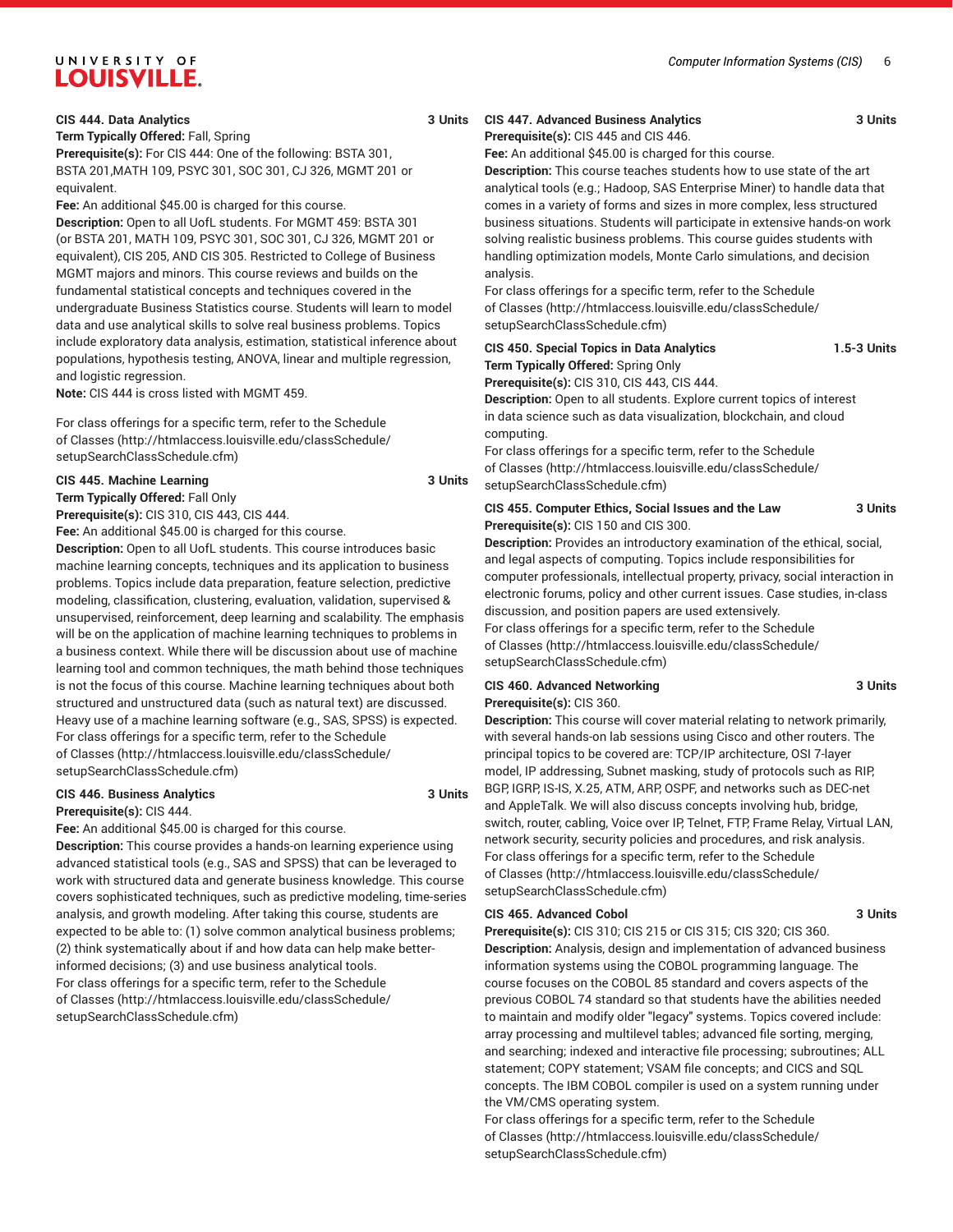**CIS 444. Data Analytics** **3 Units**
**Term Typically Offered:** Fall, Spring
**Prerequisite(s):** For CIS 444: One of the following: BSTA 301, BSTA 201,MATH 109, PSYC 301, SOC 301, CJ 326, MGMT 201 or equivalent.
**Fee:** An additional $45.00 is charged for this course.
**Description:** Open to all UofL students. For MGMT 459: BSTA 301 (or BSTA 201, MATH 109, PSYC 301, SOC 301, CJ 326, MGMT 201 or equivalent), CIS 205, AND CIS 305. Restricted to College of Business MGMT majors and minors. This course reviews and builds on the fundamental statistical concepts and techniques covered in the undergraduate Business Statistics course. Students will learn to model data and use analytical skills to solve real business problems. Topics include exploratory data analysis, estimation, statistical inference about populations, hypothesis testing, ANOVA, linear and multiple regression, and logistic regression.
**Note:** CIS 444 is cross listed with MGMT 459.

For class offerings for a specific term, refer to the Schedule of Classes (http://htmlaccess.louisville.edu/classSchedule/setupSearchClassSchedule.cfm)

**CIS 445. Machine Learning** **3 Units**
**Term Typically Offered:** Fall Only
**Prerequisite(s):** CIS 310, CIS 443, CIS 444.
**Fee:** An additional $45.00 is charged for this course.
**Description:** Open to all UofL students. This course introduces basic machine learning concepts, techniques and its application to business problems. Topics include data preparation, feature selection, predictive modeling, classification, clustering, evaluation, validation, supervised & unsupervised, reinforcement, deep learning and scalability. The emphasis will be on the application of machine learning techniques to problems in a business context. While there will be discussion about use of machine learning tool and common techniques, the math behind those techniques is not the focus of this course. Machine learning techniques about both structured and unstructured data (such as natural text) are discussed. Heavy use of a machine learning software (e.g., SAS, SPSS) is expected.
For class offerings for a specific term, refer to the Schedule of Classes (http://htmlaccess.louisville.edu/classSchedule/setupSearchClassSchedule.cfm)

**CIS 446. Business Analytics** **3 Units**
**Prerequisite(s):** CIS 444.
**Fee:** An additional $45.00 is charged for this course.
**Description:** This course provides a hands-on learning experience using advanced statistical tools (e.g., SAS and SPSS) that can be leveraged to work with structured data and generate business knowledge. This course covers sophisticated techniques, such as predictive modeling, time-series analysis, and growth modeling. After taking this course, students are expected to be able to: (1) solve common analytical business problems; (2) think systematically about if and how data can help make better-informed decisions; (3) and use business analytical tools.
For class offerings for a specific term, refer to the Schedule of Classes (http://htmlaccess.louisville.edu/classSchedule/setupSearchClassSchedule.cfm)

**CIS 447. Advanced Business Analytics** **3 Units**
**Prerequisite(s):** CIS 445 and CIS 446.
**Fee:** An additional $45.00 is charged for this course.
**Description:** This course teaches students how to use state of the art analytical tools (e.g.; Hadoop, SAS Enterprise Miner) to handle data that comes in a variety of forms and sizes in more complex, less structured business situations. Students will participate in extensive hands-on work solving realistic business problems. This course guides students with handling optimization models, Monte Carlo simulations, and decision analysis.
For class offerings for a specific term, refer to the Schedule of Classes (http://htmlaccess.louisville.edu/classSchedule/setupSearchClassSchedule.cfm)

**CIS 450. Special Topics in Data Analytics** **1.5-3 Units**
**Term Typically Offered:** Spring Only
**Prerequisite(s):** CIS 310, CIS 443, CIS 444.
**Description:** Open to all students. Explore current topics of interest in data science such as data visualization, blockchain, and cloud computing.
For class offerings for a specific term, refer to the Schedule of Classes (http://htmlaccess.louisville.edu/classSchedule/setupSearchClassSchedule.cfm)

**CIS 455. Computer Ethics, Social Issues and the Law** **3 Units**
**Prerequisite(s):** CIS 150 and CIS 300.
**Description:** Provides an introductory examination of the ethical, social, and legal aspects of computing. Topics include responsibilities for computer professionals, intellectual property, privacy, social interaction in electronic forums, policy and other current issues. Case studies, in-class discussion, and position papers are used extensively.
For class offerings for a specific term, refer to the Schedule of Classes (http://htmlaccess.louisville.edu/classSchedule/setupSearchClassSchedule.cfm)

**CIS 460. Advanced Networking** **3 Units**
**Prerequisite(s):** CIS 360.
**Description:** This course will cover material relating to network primarily, with several hands-on lab sessions using Cisco and other routers. The principal topics to be covered are: TCP/IP architecture, OSI 7-layer model, IP addressing, Subnet masking, study of protocols such as RIP, BGP, IGRP, IS-IS, X.25, ATM, ARP, OSPF, and networks such as DEC-net and AppleTalk. We will also discuss concepts involving hub, bridge, switch, router, cabling, Voice over IP, Telnet, FTP, Frame Relay, Virtual LAN, network security, security policies and procedures, and risk analysis.
For class offerings for a specific term, refer to the Schedule of Classes (http://htmlaccess.louisville.edu/classSchedule/setupSearchClassSchedule.cfm)

**CIS 465. Advanced Cobol** **3 Units**
**Prerequisite(s):** CIS 310; CIS 215 or CIS 315; CIS 320; CIS 360.
**Description:** Analysis, design and implementation of advanced business information systems using the COBOL programming language. The course focuses on the COBOL 85 standard and covers aspects of the previous COBOL 74 standard so that students have the abilities needed to maintain and modify older "legacy" systems. Topics covered include: array processing and multilevel tables; advanced file sorting, merging, and searching; indexed and interactive file processing; subroutines; ALL statement; COPY statement; VSAM file concepts; and CICS and SQL concepts. The IBM COBOL compiler is used on a system running under the VM/CMS operating system.
For class offerings for a specific term, refer to the Schedule of Classes (http://htmlaccess.louisville.edu/classSchedule/setupSearchClassSchedule.cfm)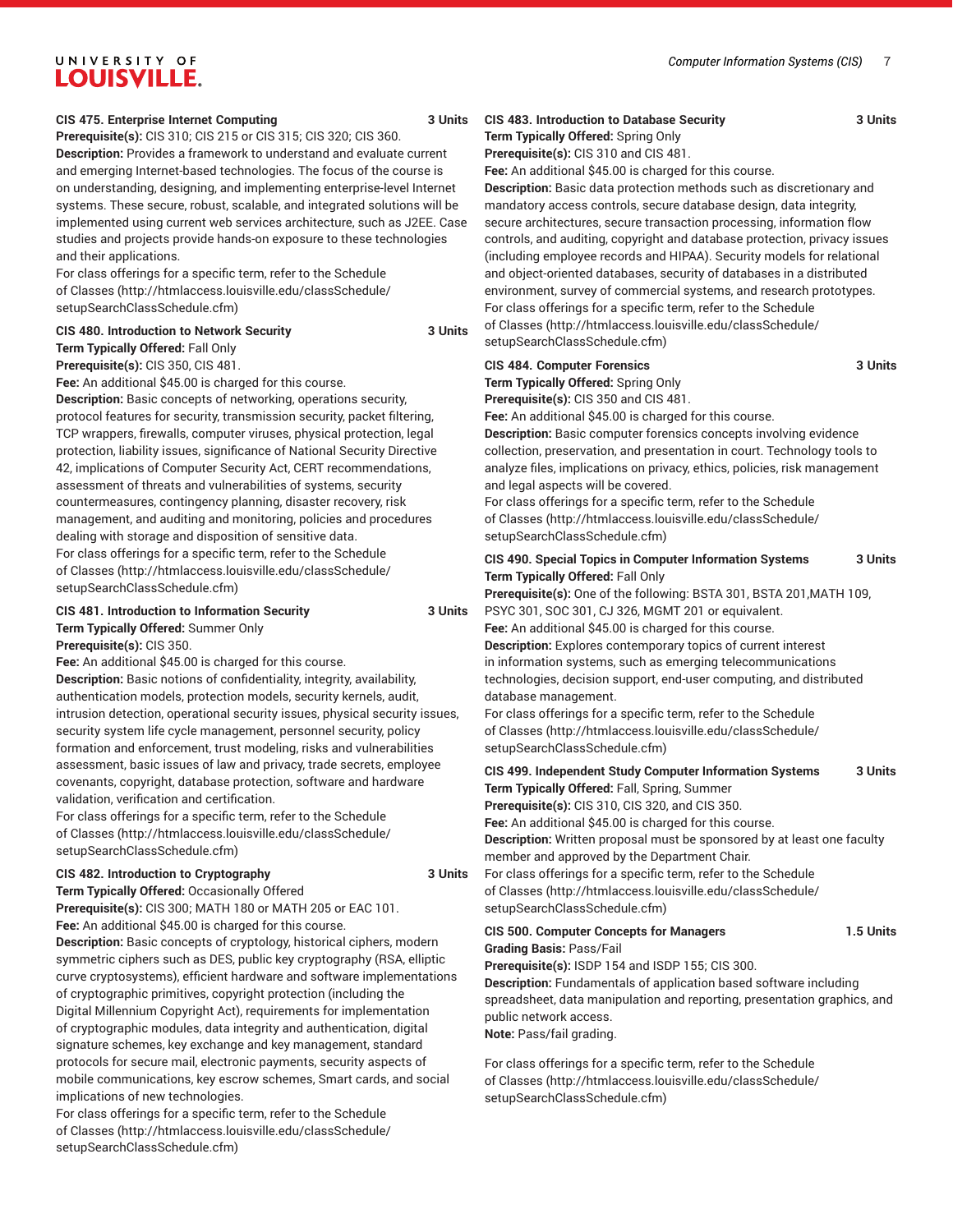**CIS 475. Enterprise Internet Computing 3 Units**

**Prerequisite(s):** CIS 310; CIS 215 or CIS 315; CIS 320; CIS 360.

**Description:** Provides a framework to understand and evaluate current and emerging Internet-based technologies. The focus of the course is on understanding, designing, and implementing enterprise-level Internet systems. These secure, robust, scalable, and integrated solutions will be implemented using current web services architecture, such as J2EE. Case studies and projects provide hands-on exposure to these technologies and their applications.

For class offerings for a specific term, refer to the Schedule of Classes (http://htmlaccess.louisville.edu/classSchedule/setupSearchClassSchedule.cfm)

**CIS 480. Introduction to Network Security 3 Units**

**Term Typically Offered:** Fall Only

**Prerequisite(s):** CIS 350, CIS 481.

**Fee:** An additional $45.00 is charged for this course.

**Description:** Basic concepts of networking, operations security, protocol features for security, transmission security, packet filtering, TCP wrappers, firewalls, computer viruses, physical protection, legal protection, liability issues, significance of National Security Directive 42, implications of Computer Security Act, CERT recommendations, assessment of threats and vulnerabilities of systems, security countermeasures, contingency planning, disaster recovery, risk management, and auditing and monitoring, policies and procedures dealing with storage and disposition of sensitive data.

For class offerings for a specific term, refer to the Schedule of Classes (http://htmlaccess.louisville.edu/classSchedule/setupSearchClassSchedule.cfm)

**CIS 481. Introduction to Information Security 3 Units**

**Term Typically Offered:** Summer Only

**Prerequisite(s):** CIS 350.

**Fee:** An additional $45.00 is charged for this course.

**Description:** Basic notions of confidentiality, integrity, availability, authentication models, protection models, security kernels, audit, intrusion detection, operational security issues, physical security issues, security system life cycle management, personnel security, policy formation and enforcement, trust modeling, risks and vulnerabilities assessment, basic issues of law and privacy, trade secrets, employee covenants, copyright, database protection, software and hardware validation, verification and certification.

For class offerings for a specific term, refer to the Schedule of Classes (http://htmlaccess.louisville.edu/classSchedule/setupSearchClassSchedule.cfm)

**CIS 482. Introduction to Cryptography 3 Units**

**Term Typically Offered:** Occasionally Offered

**Prerequisite(s):** CIS 300; MATH 180 or MATH 205 or EAC 101.

**Fee:** An additional $45.00 is charged for this course.

**Description:** Basic concepts of cryptology, historical ciphers, modern symmetric ciphers such as DES, public key cryptography (RSA, elliptic curve cryptosystems), efficient hardware and software implementations of cryptographic primitives, copyright protection (including the Digital Millennium Copyright Act), requirements for implementation of cryptographic modules, data integrity and authentication, digital signature schemes, key exchange and key management, standard protocols for secure mail, electronic payments, security aspects of mobile communications, key escrow schemes, Smart cards, and social implications of new technologies.

For class offerings for a specific term, refer to the Schedule of Classes (http://htmlaccess.louisville.edu/classSchedule/setupSearchClassSchedule.cfm)

**CIS 483. Introduction to Database Security 3 Units**

**Term Typically Offered:** Spring Only

**Prerequisite(s):** CIS 310 and CIS 481.

**Fee:** An additional $45.00 is charged for this course.

**Description:** Basic data protection methods such as discretionary and mandatory access controls, secure database design, data integrity, secure architectures, secure transaction processing, information flow controls, and auditing, copyright and database protection, privacy issues (including employee records and HIPAA). Security models for relational and object-oriented databases, security of databases in a distributed environment, survey of commercial systems, and research prototypes.

For class offerings for a specific term, refer to the Schedule of Classes (http://htmlaccess.louisville.edu/classSchedule/setupSearchClassSchedule.cfm)

**CIS 484. Computer Forensics 3 Units**

**Term Typically Offered:** Spring Only

**Prerequisite(s):** CIS 350 and CIS 481.

**Fee:** An additional $45.00 is charged for this course.

**Description:** Basic computer forensics concepts involving evidence collection, preservation, and presentation in court. Technology tools to analyze files, implications on privacy, ethics, policies, risk management and legal aspects will be covered.

For class offerings for a specific term, refer to the Schedule of Classes (http://htmlaccess.louisville.edu/classSchedule/setupSearchClassSchedule.cfm)

**CIS 490. Special Topics in Computer Information Systems 3 Units**

**Term Typically Offered:** Fall Only

**Prerequisite(s):** One of the following: BSTA 301, BSTA 201,MATH 109, PSYC 301, SOC 301, CJ 326, MGMT 201 or equivalent.

**Fee:** An additional $45.00 is charged for this course.

**Description:** Explores contemporary topics of current interest in information systems, such as emerging telecommunications technologies, decision support, end-user computing, and distributed database management.

For class offerings for a specific term, refer to the Schedule of Classes (http://htmlaccess.louisville.edu/classSchedule/setupSearchClassSchedule.cfm)

**CIS 499. Independent Study Computer Information Systems 3 Units**

**Term Typically Offered:** Fall, Spring, Summer

**Prerequisite(s):** CIS 310, CIS 320, and CIS 350.

**Fee:** An additional $45.00 is charged for this course.

**Description:** Written proposal must be sponsored by at least one faculty member and approved by the Department Chair.

For class offerings for a specific term, refer to the Schedule of Classes (http://htmlaccess.louisville.edu/classSchedule/setupSearchClassSchedule.cfm)

**CIS 500. Computer Concepts for Managers 1.5 Units**

**Grading Basis:** Pass/Fail

**Prerequisite(s):** ISDP 154 and ISDP 155; CIS 300.

**Description:** Fundamentals of application based software including spreadsheet, data manipulation and reporting, presentation graphics, and public network access.

**Note:** Pass/fail grading.

For class offerings for a specific term, refer to the Schedule of Classes (http://htmlaccess.louisville.edu/classSchedule/setupSearchClassSchedule.cfm)